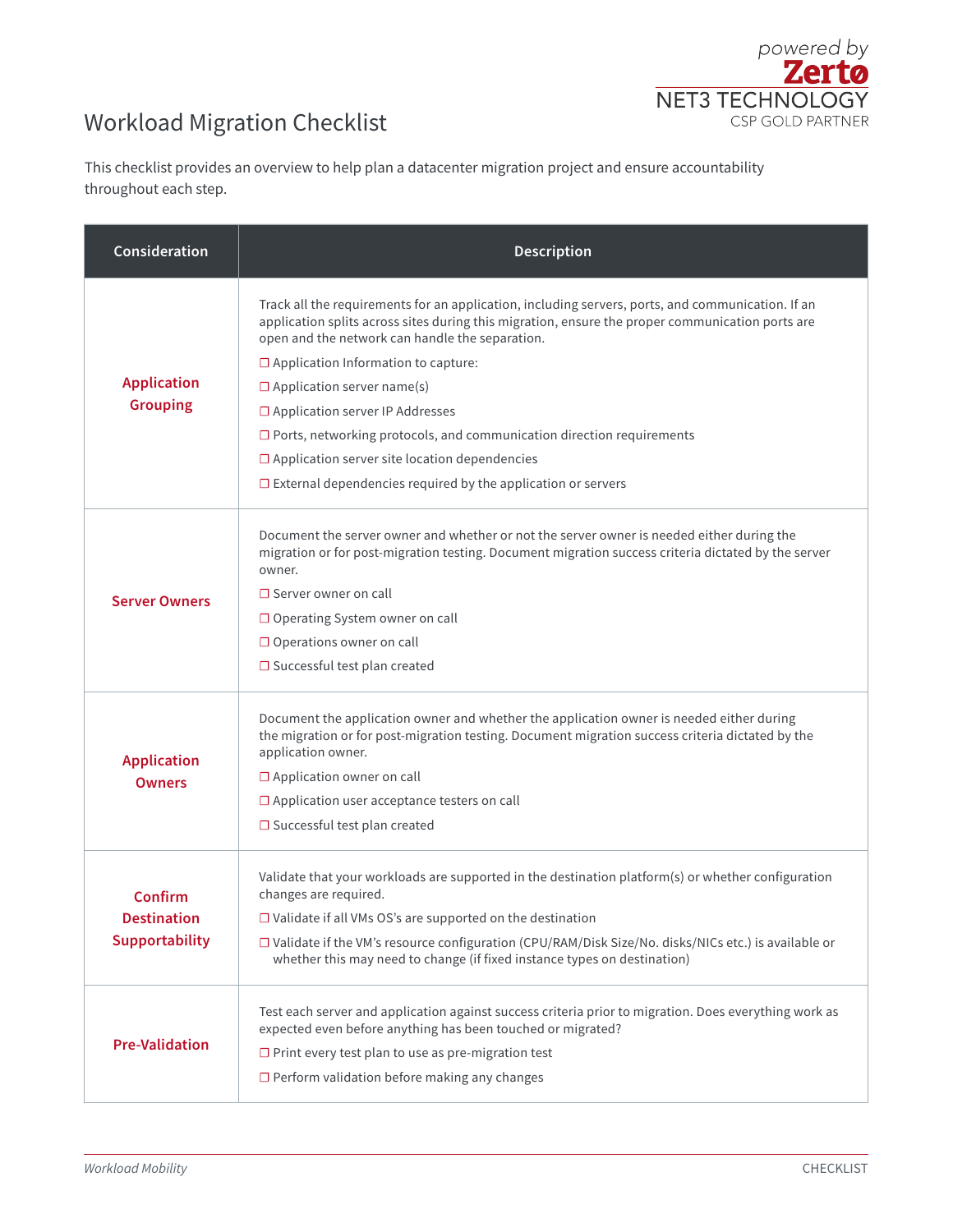powered by Zertø
NET3 TECHNOLOGY
CSP GOLD PARTNER

# Workload Migration Checklist

This checklist provides an overview to help plan a datacenter migration project and ensure accountability throughout each step.

| Consideration | Description |
|---|---|
| **Application Grouping** | Track all the requirements for an application, including servers, ports, and communication. If an application splits across sites during this migration, ensure the proper communication ports are open and the network can handle the separation.<br>☐ Application Information to capture:<br>☐ Application server name(s)<br>☐ Application server IP Addresses<br>☐ Ports, networking protocols, and communication direction requirements<br>☐ Application server site location dependencies<br>☐ External dependencies required by the application or servers |
| **Server Owners** | Document the server owner and whether or not the server owner is needed either during the migration or for post-migration testing. Document migration success criteria dictated by the server owner.<br>☐ Server owner on call<br>☐ Operating System owner on call<br>☐ Operations owner on call<br>☐ Successful test plan created |
| **Application Owners** | Document the application owner and whether the application owner is needed either during the migration or for post-migration testing. Document migration success criteria dictated by the application owner.<br>☐ Application owner on call<br>☐ Application user acceptance testers on call<br>☐ Successful test plan created |
| **Confirm Destination Supportability** | Validate that your workloads are supported in the destination platform(s) or whether configuration changes are required.<br>☐ Validate if all VMs OS's are supported on the destination<br>☐ Validate if the VM's resource configuration (CPU/RAM/Disk Size/No. disks/NICs etc.) is available or whether this may need to change (if fixed instance types on destination) |
| **Pre-Validation** | Test each server and application against success criteria prior to migration. Does everything work as expected even before anything has been touched or migrated?<br>☐ Print every test plan to use as pre-migration test<br>☐ Perform validation before making any changes |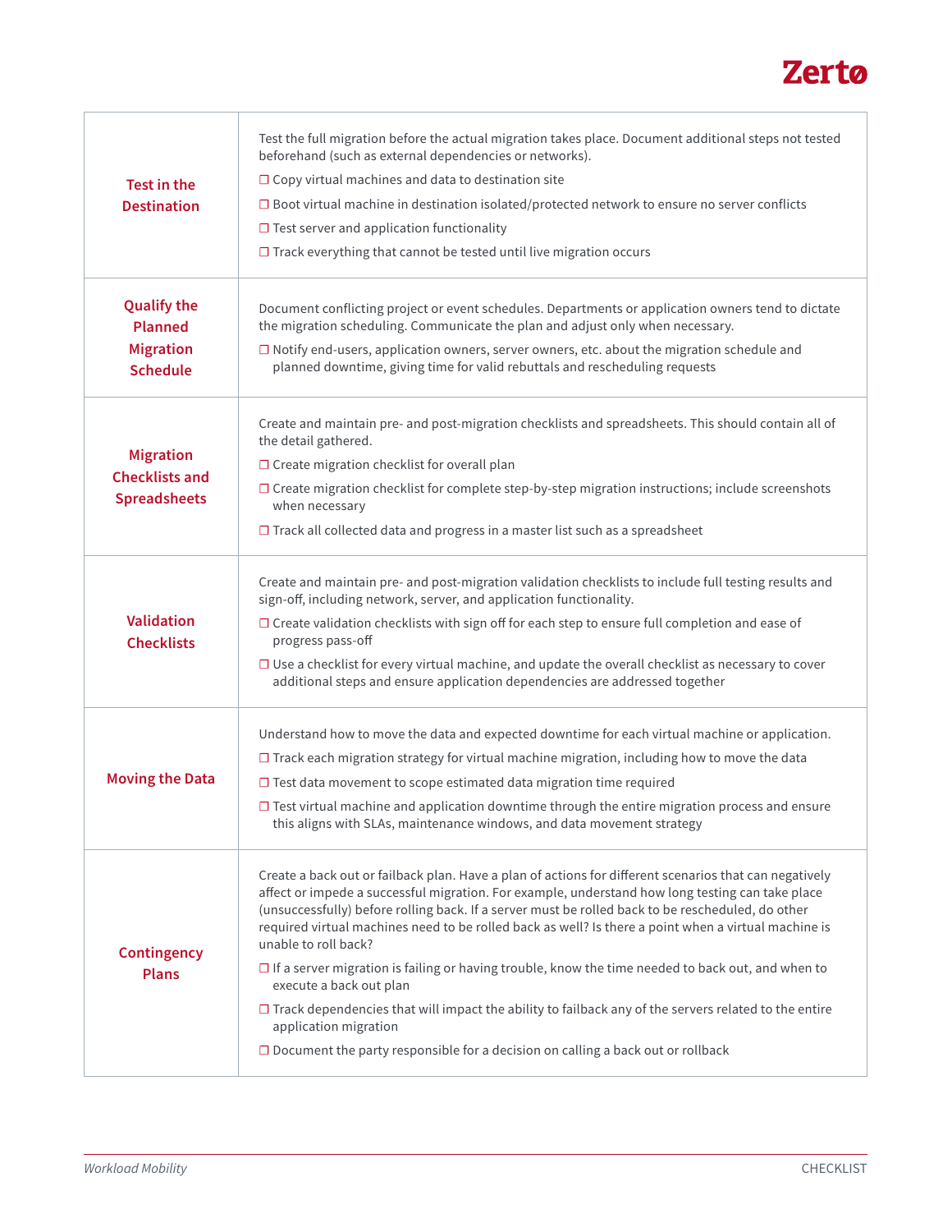| | |
|---|---|
| **Test in the Destination** | Test the full migration before the actual migration takes place. Document additional steps not tested beforehand (such as external dependencies or networks).<br>☐ Copy virtual machines and data to destination site<br>☐ Boot virtual machine in destination isolated/protected network to ensure no server conflicts<br>☐ Test server and application functionality<br>☐ Track everything that cannot be tested until live migration occurs |
| **Qualify the Planned Migration Schedule** | Document conflicting project or event schedules. Departments or application owners tend to dictate the migration scheduling. Communicate the plan and adjust only when necessary.<br>☐ Notify end-users, application owners, server owners, etc. about the migration schedule and planned downtime, giving time for valid rebuttals and rescheduling requests |
| **Migration Checklists and Spreadsheets** | Create and maintain pre- and post-migration checklists and spreadsheets. This should contain all of the detail gathered.<br>☐ Create migration checklist for overall plan<br>☐ Create migration checklist for complete step-by-step migration instructions; include screenshots when necessary<br>☐ Track all collected data and progress in a master list such as a spreadsheet |
| **Validation Checklists** | Create and maintain pre- and post-migration validation checklists to include full testing results and sign-off, including network, server, and application functionality.<br>☐ Create validation checklists with sign off for each step to ensure full completion and ease of progress pass-off<br>☐ Use a checklist for every virtual machine, and update the overall checklist as necessary to cover additional steps and ensure application dependencies are addressed together |
| **Moving the Data** | Understand how to move the data and expected downtime for each virtual machine or application.<br>☐ Track each migration strategy for virtual machine migration, including how to move the data<br>☐ Test data movement to scope estimated data migration time required<br>☐ Test virtual machine and application downtime through the entire migration process and ensure this aligns with SLAs, maintenance windows, and data movement strategy |
| **Contingency Plans** | Create a back out or failback plan. Have a plan of actions for different scenarios that can negatively affect or impede a successful migration. For example, understand how long testing can take place (unsuccessfully) before rolling back. If a server must be rolled back to be rescheduled, do other required virtual machines need to be rolled back as well? Is there a point when a virtual machine is unable to roll back?<br>☐ If a server migration is failing or having trouble, know the time needed to back out, and when to execute a back out plan<br>☐ Track dependencies that will impact the ability to failback any of the servers related to the entire application migration<br>☐ Document the party responsible for a decision on calling a back out or rollback |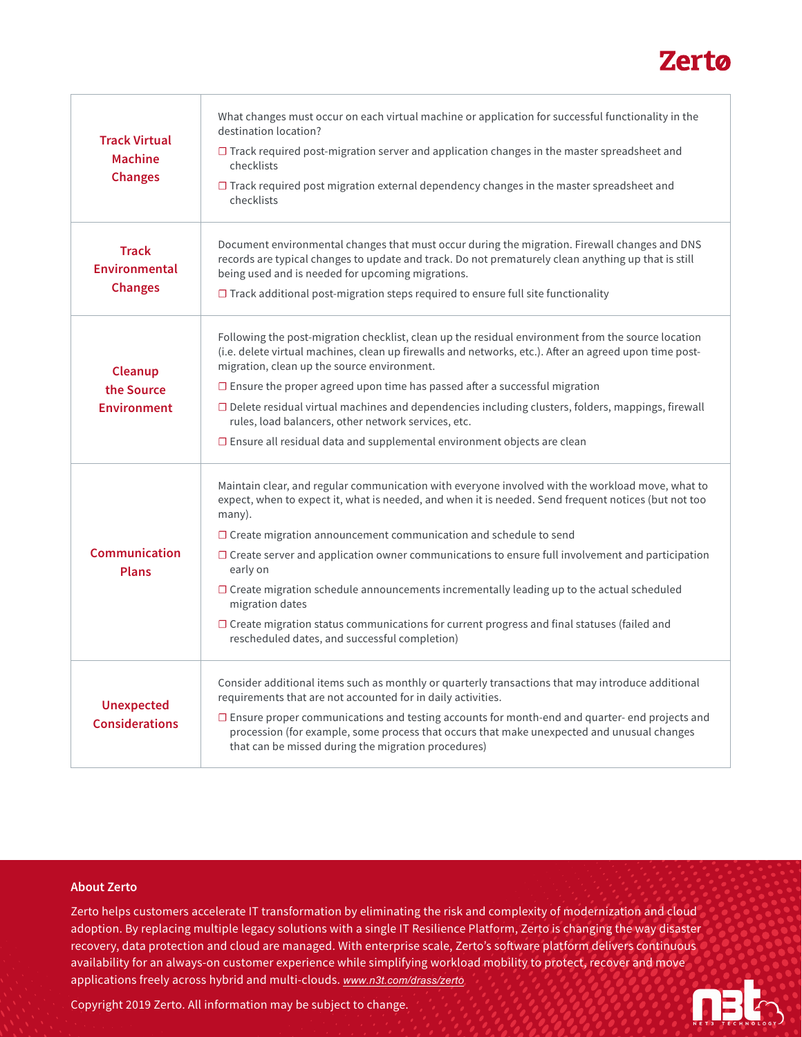| | |
|---|---|
| **Track Virtual Machine Changes** | What changes must occur on each virtual machine or application for successful functionality in the destination location?<br>☐ Track required post-migration server and application changes in the master spreadsheet and checklists<br>☐ Track required post migration external dependency changes in the master spreadsheet and checklists |
| **Track Environmental Changes** | Document environmental changes that must occur during the migration. Firewall changes and DNS records are typical changes to update and track. Do not prematurely clean anything up that is still being used and is needed for upcoming migrations.<br>☐ Track additional post-migration steps required to ensure full site functionality |
| **Cleanup the Source Environment** | Following the post-migration checklist, clean up the residual environment from the source location (i.e. delete virtual machines, clean up firewalls and networks, etc.). After an agreed upon time post-migration, clean up the source environment.<br>☐ Ensure the proper agreed upon time has passed after a successful migration<br>☐ Delete residual virtual machines and dependencies including clusters, folders, mappings, firewall rules, load balancers, other network services, etc.<br>☐ Ensure all residual data and supplemental environment objects are clean |
| **Communication Plans** | Maintain clear, and regular communication with everyone involved with the workload move, what to expect, when to expect it, what is needed, and when it is needed. Send frequent notices (but not too many).<br>☐ Create migration announcement communication and schedule to send<br>☐ Create server and application owner communications to ensure full involvement and participation early on<br>☐ Create migration schedule announcements incrementally leading up to the actual scheduled migration dates<br>☐ Create migration status communications for current progress and final statuses (failed and rescheduled dates, and successful completion) |
| **Unexpected Considerations** | Consider additional items such as monthly or quarterly transactions that may introduce additional requirements that are not accounted for in daily activities.<br>☐ Ensure proper communications and testing accounts for month-end and quarter- end projects and procession (for example, some process that occurs that make unexpected and unusual changes that can be missed during the migration procedures) |

### About Zerto

Zerto helps customers accelerate IT transformation by eliminating the risk and complexity of modernization and cloud adoption. By replacing multiple legacy solutions with a single IT Resilience Platform, Zerto is changing the way disaster recovery, data protection and cloud are managed. With enterprise scale, Zerto's software platform delivers continuous availability for an always-on customer experience while simplifying workload mobility to protect, recover and move applications freely across hybrid and multi-clouds. www.n3t.com/drass/zerto

Copyright 2019 Zerto. All information may be subject to change.